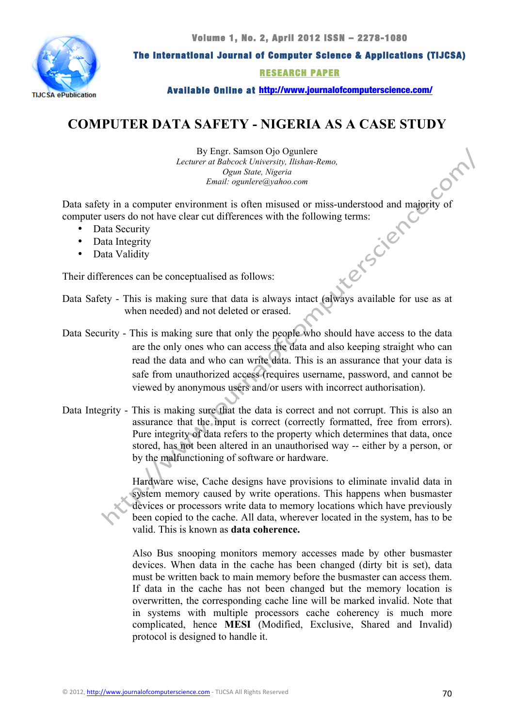# COMPUTER DATA SAFETY - NIGERIA AS A CASE STUDY

By Engr. Samson Ojo Ogunlere
*Lecturer at Babcock University, Ilishan-Remo,*
*Ogun State, Nigeria*
*Email: ogunlere@yahoo.com*

Data safety in a computer environment is often misused or miss-understood and majority of computer users do not have clear cut differences with the following terms:

- Data Security
- Data Integrity
- Data Validity

Their differences can be conceptualised as follows:

Data Safety - This is making sure that data is always intact (always available for use as at when needed) and not deleted or erased.

Data Security - This is making sure that only the people who should have access to the data are the only ones who can access the data and also keeping straight who can read the data and who can write data. This is an assurance that your data is safe from unauthorized access (requires username, password, and cannot be viewed by anonymous users and/or users with incorrect authorisation).

Data Integrity - This is making sure that the data is correct and not corrupt. This is also an assurance that the input is correct (correctly formatted, free from errors). Pure integrity of data refers to the property which determines that data, once stored, has not been altered in an unauthorised way -- either by a person, or by the malfunctioning of software or hardware.

Hardware wise, Cache designs have provisions to eliminate invalid data in system memory caused by write operations. This happens when busmaster devices or processors write data to memory locations which have previously been copied to the cache. All data, wherever located in the system, has to be valid. This is known as **data coherence.**

Also Bus snooping monitors memory accesses made by other busmaster devices. When data in the cache has been changed (dirty bit is set), data must be written back to main memory before the busmaster can access them. If data in the cache has not been changed but the memory location is overwritten, the corresponding cache line will be marked invalid. Note that in systems with multiple processors cache coherency is much more complicated, hence **MESI** (Modified, Exclusive, Shared and Invalid) protocol is designed to handle it.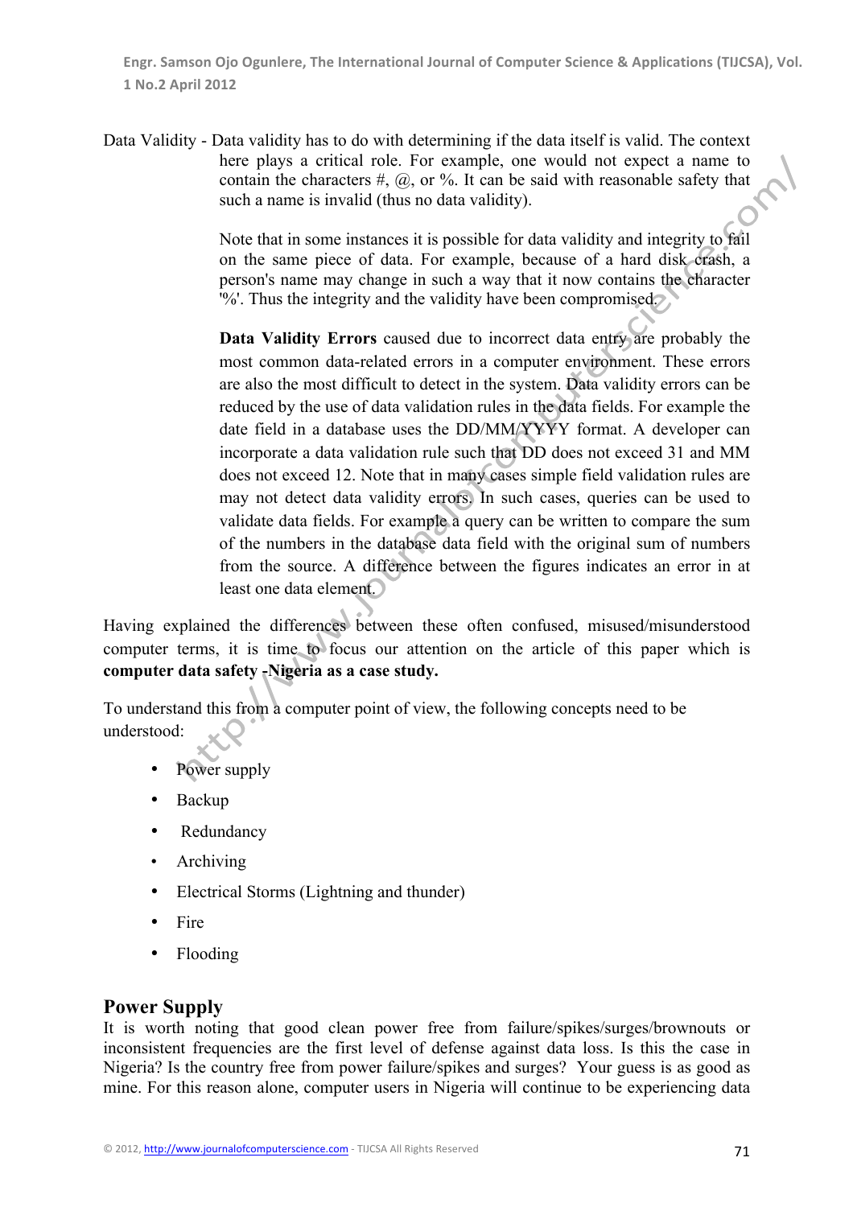Data Validity - Data validity has to do with determining if the data itself is valid. The context here plays a critical role. For example, one would not expect a name to contain the characters #, @, or %. It can be said with reasonable safety that such a name is invalid (thus no data validity).

Note that in some instances it is possible for data validity and integrity to fail on the same piece of data. For example, because of a hard disk crash, a person's name may change in such a way that it now contains the character '%'. Thus the integrity and the validity have been compromised.

**Data Validity Errors** caused due to incorrect data entry are probably the most common data-related errors in a computer environment. These errors are also the most difficult to detect in the system. Data validity errors can be reduced by the use of data validation rules in the data fields. For example the date field in a database uses the DD/MM/YYYY format. A developer can incorporate a data validation rule such that DD does not exceed 31 and MM does not exceed 12. Note that in many cases simple field validation rules are may not detect data validity errors. In such cases, queries can be used to validate data fields. For example a query can be written to compare the sum of the numbers in the database data field with the original sum of numbers from the source. A difference between the figures indicates an error in at least one data element.

Having explained the differences between these often confused, misused/misunderstood computer terms, it is time to focus our attention on the article of this paper which is **computer data safety -Nigeria as a case study.**

To understand this from a computer point of view, the following concepts need to be understood:

- Power supply
- Backup
- Redundancy
- Archiving
- Electrical Storms (Lightning and thunder)
- Fire
- Flooding

## Power Supply

It is worth noting that good clean power free from failure/spikes/surges/brownouts or inconsistent frequencies are the first level of defense against data loss. Is this the case in Nigeria? Is the country free from power failure/spikes and surges? Your guess is as good as mine. For this reason alone, computer users in Nigeria will continue to be experiencing data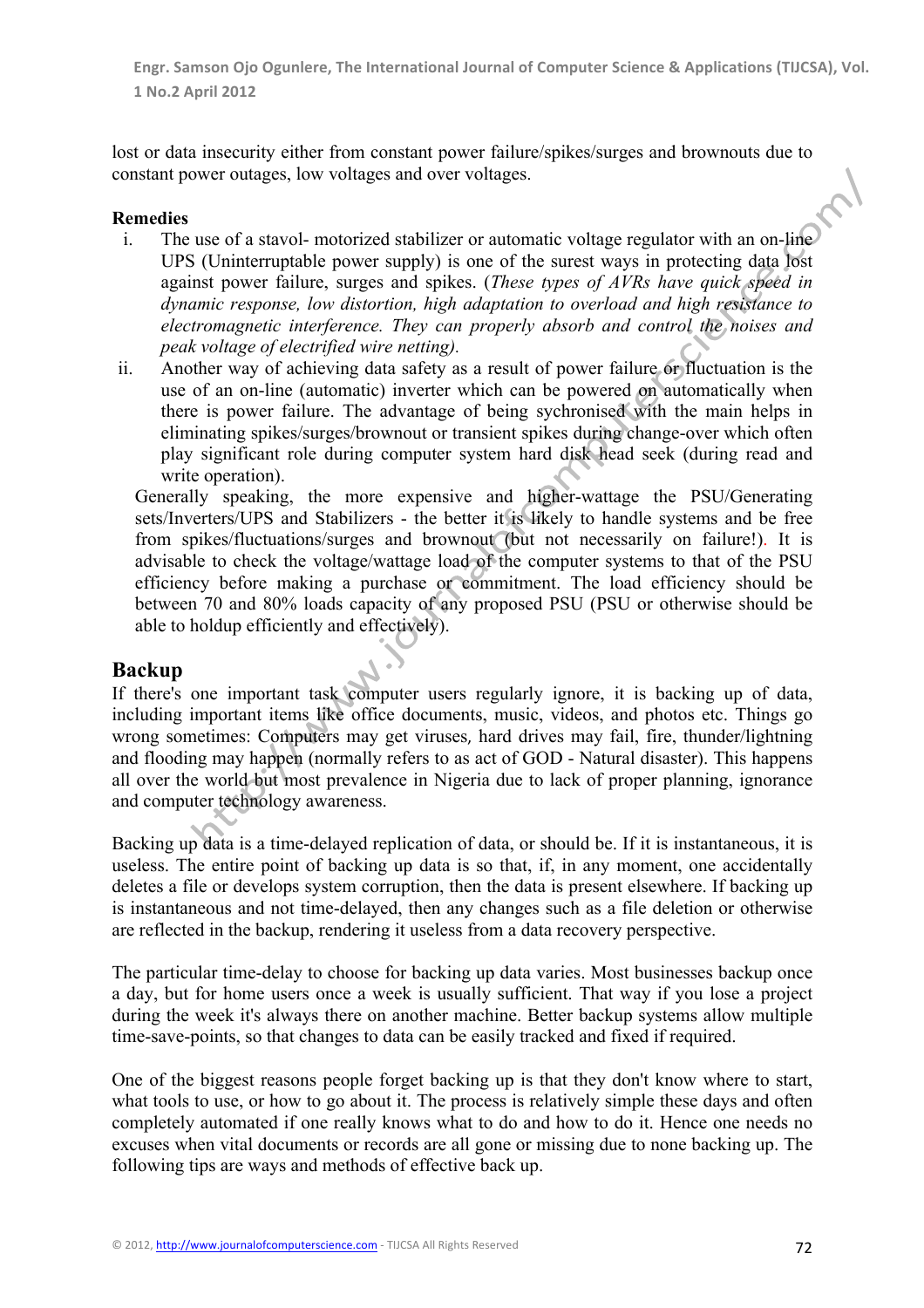lost or data insecurity either from constant power failure/spikes/surges and brownouts due to constant power outages, low voltages and over voltages.

**Remedies**

i. The use of a stavol- motorized stabilizer or automatic voltage regulator with an on-line UPS (Uninterruptable power supply) is one of the surest ways in protecting data lost against power failure, surges and spikes. (*These types of AVRs have quick speed in dynamic response, low distortion, high adaptation to overload and high resistance to electromagnetic interference. They can properly absorb and control the noises and peak voltage of electrified wire netting).*

ii. Another way of achieving data safety as a result of power failure or fluctuation is the use of an on-line (automatic) inverter which can be powered on automatically when there is power failure. The advantage of being sychronised with the main helps in eliminating spikes/surges/brownout or transient spikes during change-over which often play significant role during computer system hard disk head seek (during read and write operation).

Generally speaking, the more expensive and higher-wattage the PSU/Generating sets/Inverters/UPS and Stabilizers - the better it is likely to handle systems and be free from spikes/fluctuations/surges and brownout (but not necessarily on failure!). It is advisable to check the voltage/wattage load of the computer systems to that of the PSU efficiency before making a purchase or commitment. The load efficiency should be between 70 and 80% loads capacity of any proposed PSU (PSU or otherwise should be able to holdup efficiently and effectively).

## Backup

If there's one important task computer users regularly ignore, it is backing up of data, including important items like office documents, music, videos, and photos etc. Things go wrong sometimes: Computers may get viruses, hard drives may fail, fire, thunder/lightning and flooding may happen (normally refers to as act of GOD - Natural disaster). This happens all over the world but most prevalence in Nigeria due to lack of proper planning, ignorance and computer technology awareness.

Backing up data is a time-delayed replication of data, or should be. If it is instantaneous, it is useless. The entire point of backing up data is so that, if, in any moment, one accidentally deletes a file or develops system corruption, then the data is present elsewhere. If backing up is instantaneous and not time-delayed, then any changes such as a file deletion or otherwise are reflected in the backup, rendering it useless from a data recovery perspective.

The particular time-delay to choose for backing up data varies. Most businesses backup once a day, but for home users once a week is usually sufficient. That way if you lose a project during the week it's always there on another machine. Better backup systems allow multiple time-save-points, so that changes to data can be easily tracked and fixed if required.

One of the biggest reasons people forget backing up is that they don't know where to start, what tools to use, or how to go about it. The process is relatively simple these days and often completely automated if one really knows what to do and how to do it. Hence one needs no excuses when vital documents or records are all gone or missing due to none backing up. The following tips are ways and methods of effective back up.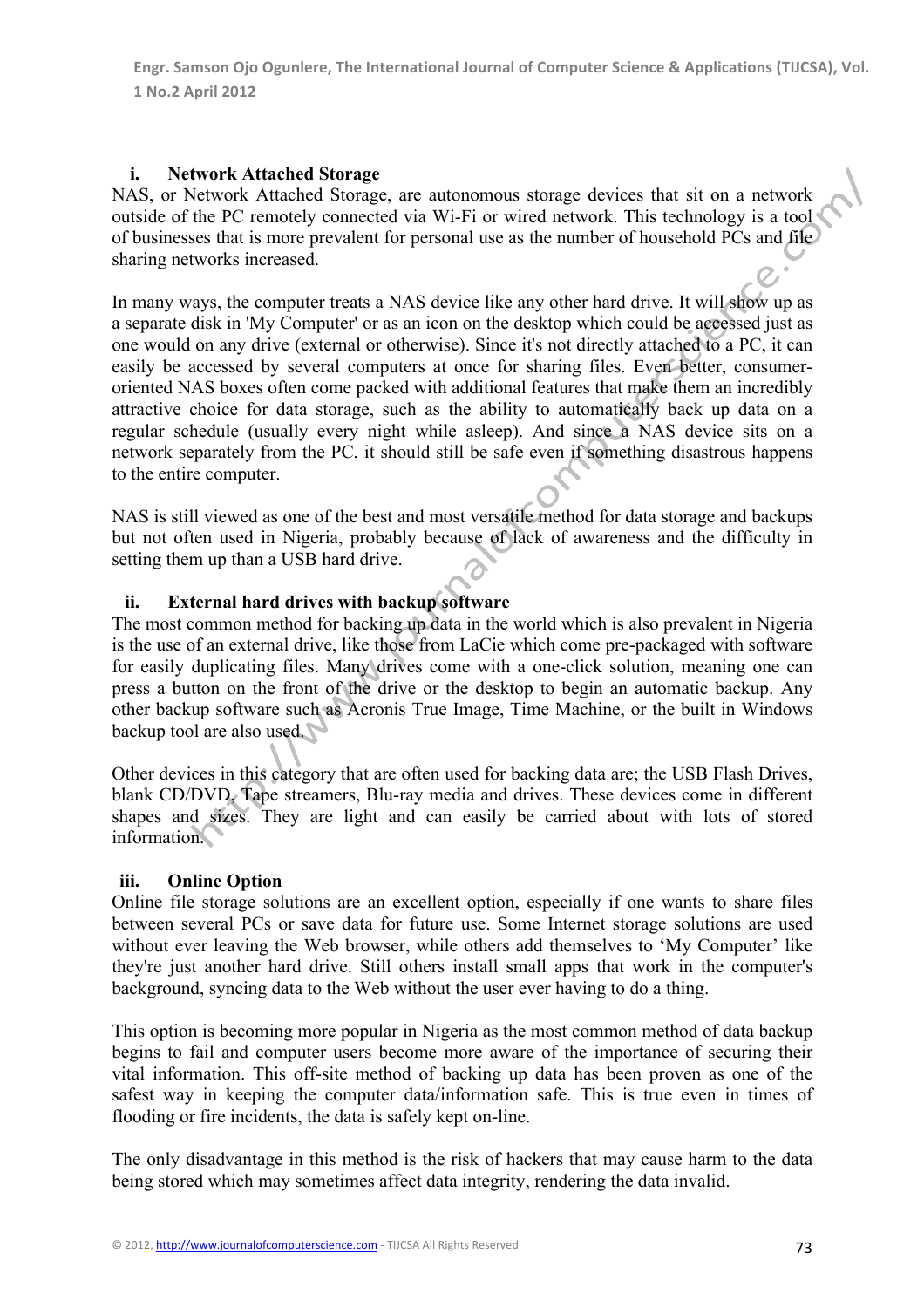### i. Network Attached Storage

NAS, or Network Attached Storage, are autonomous storage devices that sit on a network outside of the PC remotely connected via Wi-Fi or wired network. This technology is a tool of businesses that is more prevalent for personal use as the number of household PCs and file sharing networks increased.

In many ways, the computer treats a NAS device like any other hard drive. It will show up as a separate disk in 'My Computer' or as an icon on the desktop which could be accessed just as one would on any drive (external or otherwise). Since it's not directly attached to a PC, it can easily be accessed by several computers at once for sharing files. Even better, consumer-oriented NAS boxes often come packed with additional features that make them an incredibly attractive choice for data storage, such as the ability to automatically back up data on a regular schedule (usually every night while asleep). And since a NAS device sits on a network separately from the PC, it should still be safe even if something disastrous happens to the entire computer.

NAS is still viewed as one of the best and most versatile method for data storage and backups but not often used in Nigeria, probably because of lack of awareness and the difficulty in setting them up than a USB hard drive.

### ii. External hard drives with backup software

The most common method for backing up data in the world which is also prevalent in Nigeria is the use of an external drive, like those from LaCie which come pre-packaged with software for easily duplicating files. Many drives come with a one-click solution, meaning one can press a button on the front of the drive or the desktop to begin an automatic backup. Any other backup software such as Acronis True Image, Time Machine, or the built in Windows backup tool are also used.

Other devices in this category that are often used for backing data are; the USB Flash Drives, blank CD/DVD, Tape streamers, Blu-ray media and drives. These devices come in different shapes and sizes. They are light and can easily be carried about with lots of stored information.

### iii. Online Option

Online file storage solutions are an excellent option, especially if one wants to share files between several PCs or save data for future use. Some Internet storage solutions are used without ever leaving the Web browser, while others add themselves to 'My Computer' like they're just another hard drive. Still others install small apps that work in the computer's background, syncing data to the Web without the user ever having to do a thing.

This option is becoming more popular in Nigeria as the most common method of data backup begins to fail and computer users become more aware of the importance of securing their vital information. This off-site method of backing up data has been proven as one of the safest way in keeping the computer data/information safe. This is true even in times of flooding or fire incidents, the data is safely kept on-line.

The only disadvantage in this method is the risk of hackers that may cause harm to the data being stored which may sometimes affect data integrity, rendering the data invalid.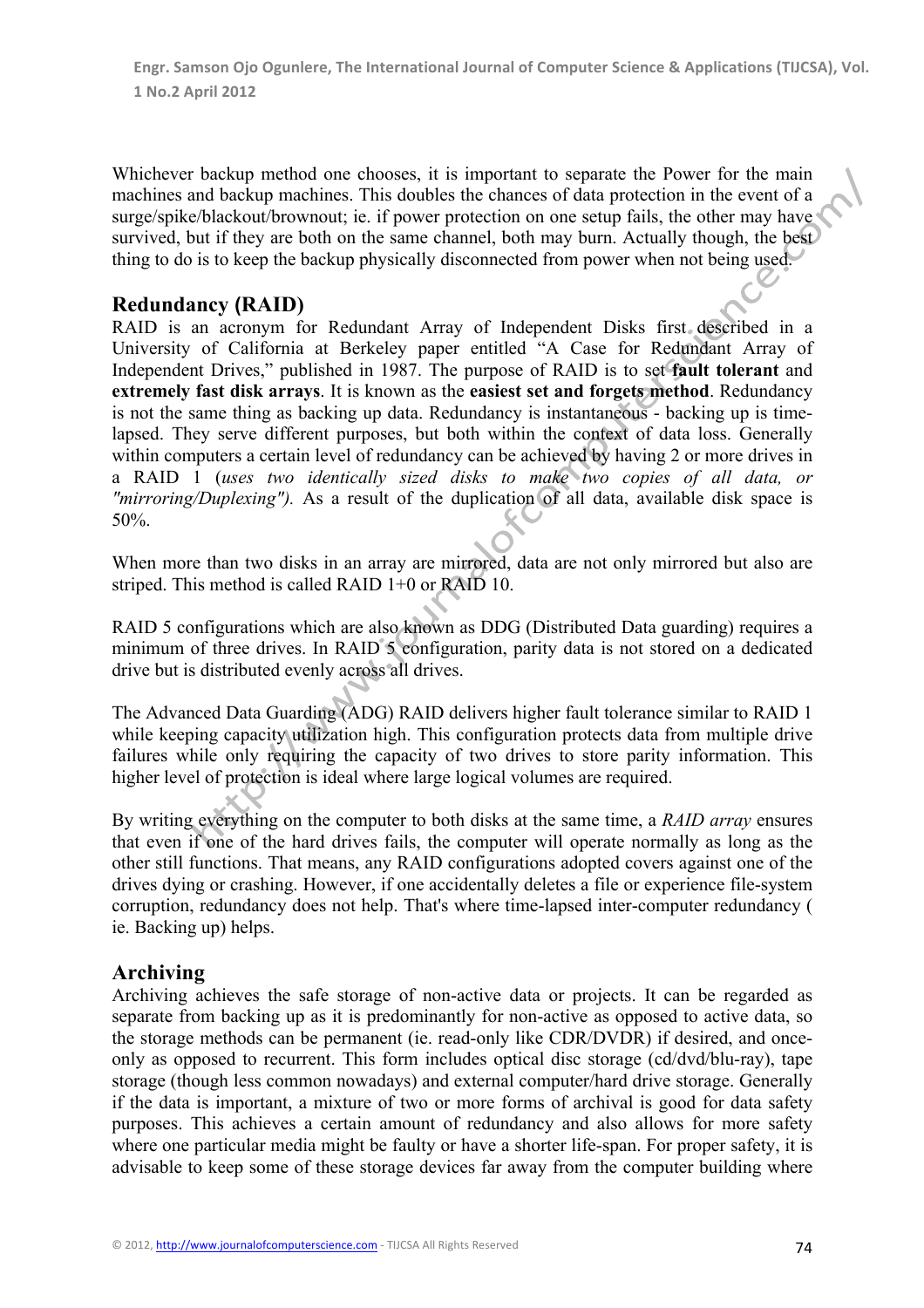Whichever backup method one chooses, it is important to separate the Power for the main machines and backup machines. This doubles the chances of data protection in the event of a surge/spike/blackout/brownout; ie. if power protection on one setup fails, the other may have survived, but if they are both on the same channel, both may burn. Actually though, the best thing to do is to keep the backup physically disconnected from power when not being used.

## Redundancy (RAID)

RAID is an acronym for Redundant Array of Independent Disks first described in a University of California at Berkeley paper entitled "A Case for Redundant Array of Independent Drives," published in 1987. The purpose of RAID is to set **fault tolerant** and **extremely fast disk arrays**. It is known as the **easiest set and forgets method**. Redundancy is not the same thing as backing up data. Redundancy is instantaneous - backing up is time-lapsed. They serve different purposes, but both within the context of data loss. Generally within computers a certain level of redundancy can be achieved by having 2 or more drives in a RAID 1 (*uses two identically sized disks to make two copies of all data, or "mirroring/Duplexing")*. As a result of the duplication of all data, available disk space is 50%.

When more than two disks in an array are mirrored, data are not only mirrored but also are striped. This method is called RAID 1+0 or RAID 10.

RAID 5 configurations which are also known as DDG (Distributed Data guarding) requires a minimum of three drives. In RAID 5 configuration, parity data is not stored on a dedicated drive but is distributed evenly across all drives.

The Advanced Data Guarding (ADG) RAID delivers higher fault tolerance similar to RAID 1 while keeping capacity utilization high. This configuration protects data from multiple drive failures while only requiring the capacity of two drives to store parity information. This higher level of protection is ideal where large logical volumes are required.

By writing everything on the computer to both disks at the same time, a *RAID array* ensures that even if one of the hard drives fails, the computer will operate normally as long as the other still functions. That means, any RAID configurations adopted covers against one of the drives dying or crashing. However, if one accidentally deletes a file or experience file-system corruption, redundancy does not help. That's where time-lapsed inter-computer redundancy ( ie. Backing up) helps.

## Archiving

Archiving achieves the safe storage of non-active data or projects. It can be regarded as separate from backing up as it is predominantly for non-active as opposed to active data, so the storage methods can be permanent (ie. read-only like CDR/DVDR) if desired, and once-only as opposed to recurrent. This form includes optical disc storage (cd/dvd/blu-ray), tape storage (though less common nowadays) and external computer/hard drive storage. Generally if the data is important, a mixture of two or more forms of archival is good for data safety purposes. This achieves a certain amount of redundancy and also allows for more safety where one particular media might be faulty or have a shorter life-span. For proper safety, it is advisable to keep some of these storage devices far away from the computer building where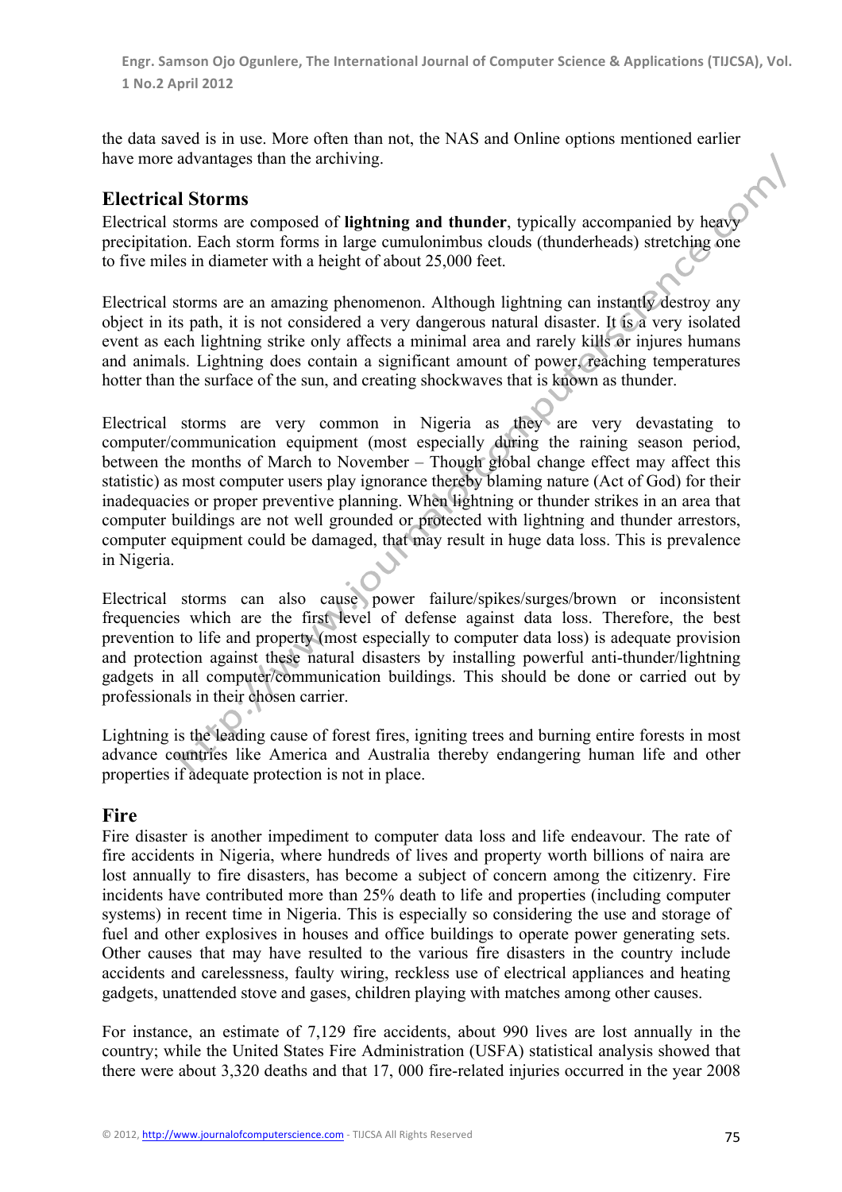the data saved is in use. More often than not, the NAS and Online options mentioned earlier have more advantages than the archiving.

## Electrical Storms

Electrical storms are composed of **lightning and thunder**, typically accompanied by heavy precipitation. Each storm forms in large cumulonimbus clouds (thunderheads) stretching one to five miles in diameter with a height of about 25,000 feet.

Electrical storms are an amazing phenomenon. Although lightning can instantly destroy any object in its path, it is not considered a very dangerous natural disaster. It is a very isolated event as each lightning strike only affects a minimal area and rarely kills or injures humans and animals. Lightning does contain a significant amount of power, reaching temperatures hotter than the surface of the sun, and creating shockwaves that is known as thunder.

Electrical storms are very common in Nigeria as they are very devastating to computer/communication equipment (most especially during the raining season period, between the months of March to November – Though global change effect may affect this statistic) as most computer users play ignorance thereby blaming nature (Act of God) for their inadequacies or proper preventive planning. When lightning or thunder strikes in an area that computer buildings are not well grounded or protected with lightning and thunder arrestors, computer equipment could be damaged, that may result in huge data loss. This is prevalence in Nigeria.

Electrical storms can also cause power failure/spikes/surges/brown or inconsistent frequencies which are the first level of defense against data loss. Therefore, the best prevention to life and property (most especially to computer data loss) is adequate provision and protection against these natural disasters by installing powerful anti-thunder/lightning gadgets in all computer/communication buildings. This should be done or carried out by professionals in their chosen carrier.

Lightning is the leading cause of forest fires, igniting trees and burning entire forests in most advance countries like America and Australia thereby endangering human life and other properties if adequate protection is not in place.

## Fire

Fire disaster is another impediment to computer data loss and life endeavour. The rate of fire accidents in Nigeria, where hundreds of lives and property worth billions of naira are lost annually to fire disasters, has become a subject of concern among the citizenry. Fire incidents have contributed more than 25% death to life and properties (including computer systems) in recent time in Nigeria. This is especially so considering the use and storage of fuel and other explosives in houses and office buildings to operate power generating sets. Other causes that may have resulted to the various fire disasters in the country include accidents and carelessness, faulty wiring, reckless use of electrical appliances and heating gadgets, unattended stove and gases, children playing with matches among other causes.

For instance, an estimate of 7,129 fire accidents, about 990 lives are lost annually in the country; while the United States Fire Administration (USFA) statistical analysis showed that there were about 3,320 deaths and that 17, 000 fire-related injuries occurred in the year 2008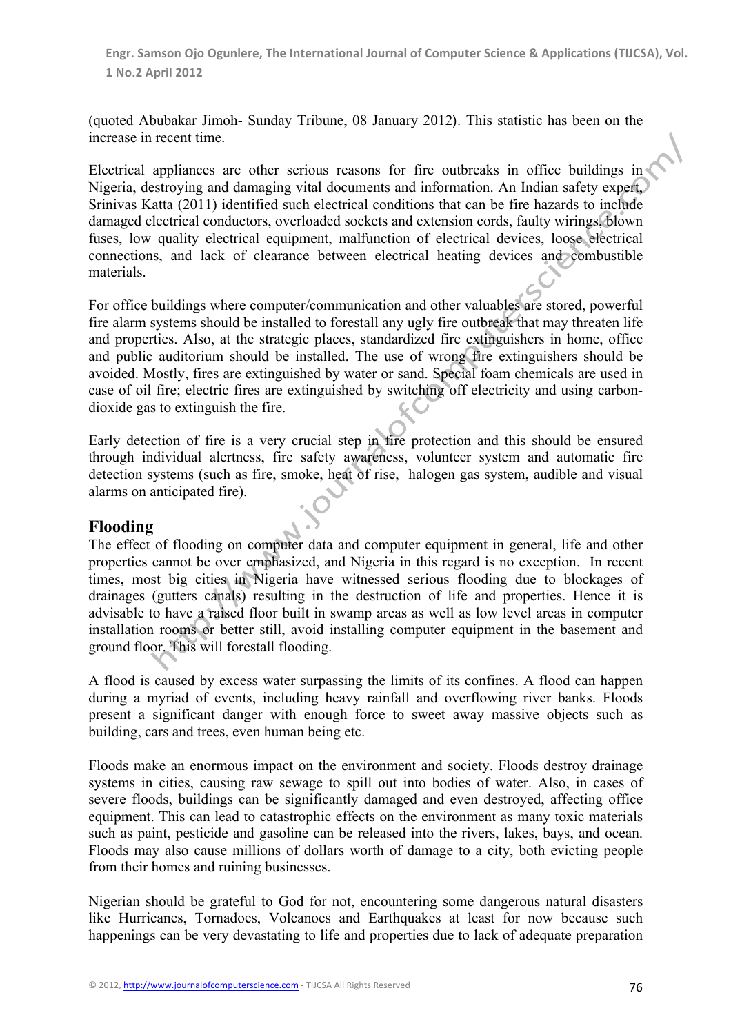(quoted Abubakar Jimoh- Sunday Tribune, 08 January 2012). This statistic has been on the increase in recent time.

Electrical appliances are other serious reasons for fire outbreaks in office buildings in Nigeria, destroying and damaging vital documents and information. An Indian safety expert, Srinivas Katta (2011) identified such electrical conditions that can be fire hazards to include damaged electrical conductors, overloaded sockets and extension cords, faulty wirings, blown fuses, low quality electrical equipment, malfunction of electrical devices, loose electrical connections, and lack of clearance between electrical heating devices and combustible materials.

For office buildings where computer/communication and other valuables are stored, powerful fire alarm systems should be installed to forestall any ugly fire outbreak that may threaten life and properties. Also, at the strategic places, standardized fire extinguishers in home, office and public auditorium should be installed. The use of wrong fire extinguishers should be avoided. Mostly, fires are extinguished by water or sand. Special foam chemicals are used in case of oil fire; electric fires are extinguished by switching off electricity and using carbon-dioxide gas to extinguish the fire.

Early detection of fire is a very crucial step in fire protection and this should be ensured through individual alertness, fire safety awareness, volunteer system and automatic fire detection systems (such as fire, smoke, heat of rise, halogen gas system, audible and visual alarms on anticipated fire).

## Flooding

The effect of flooding on computer data and computer equipment in general, life and other properties cannot be over emphasized, and Nigeria in this regard is no exception. In recent times, most big cities in Nigeria have witnessed serious flooding due to blockages of drainages (gutters canals) resulting in the destruction of life and properties. Hence it is advisable to have a raised floor built in swamp areas as well as low level areas in computer installation rooms or better still, avoid installing computer equipment in the basement and ground floor. This will forestall flooding.

A flood is caused by excess water surpassing the limits of its confines. A flood can happen during a myriad of events, including heavy rainfall and overflowing river banks. Floods present a significant danger with enough force to sweet away massive objects such as building, cars and trees, even human being etc.

Floods make an enormous impact on the environment and society. Floods destroy drainage systems in cities, causing raw sewage to spill out into bodies of water. Also, in cases of severe floods, buildings can be significantly damaged and even destroyed, affecting office equipment. This can lead to catastrophic effects on the environment as many toxic materials such as paint, pesticide and gasoline can be released into the rivers, lakes, bays, and ocean. Floods may also cause millions of dollars worth of damage to a city, both evicting people from their homes and ruining businesses.

Nigerian should be grateful to God for not, encountering some dangerous natural disasters like Hurricanes, Tornadoes, Volcanoes and Earthquakes at least for now because such happenings can be very devastating to life and properties due to lack of adequate preparation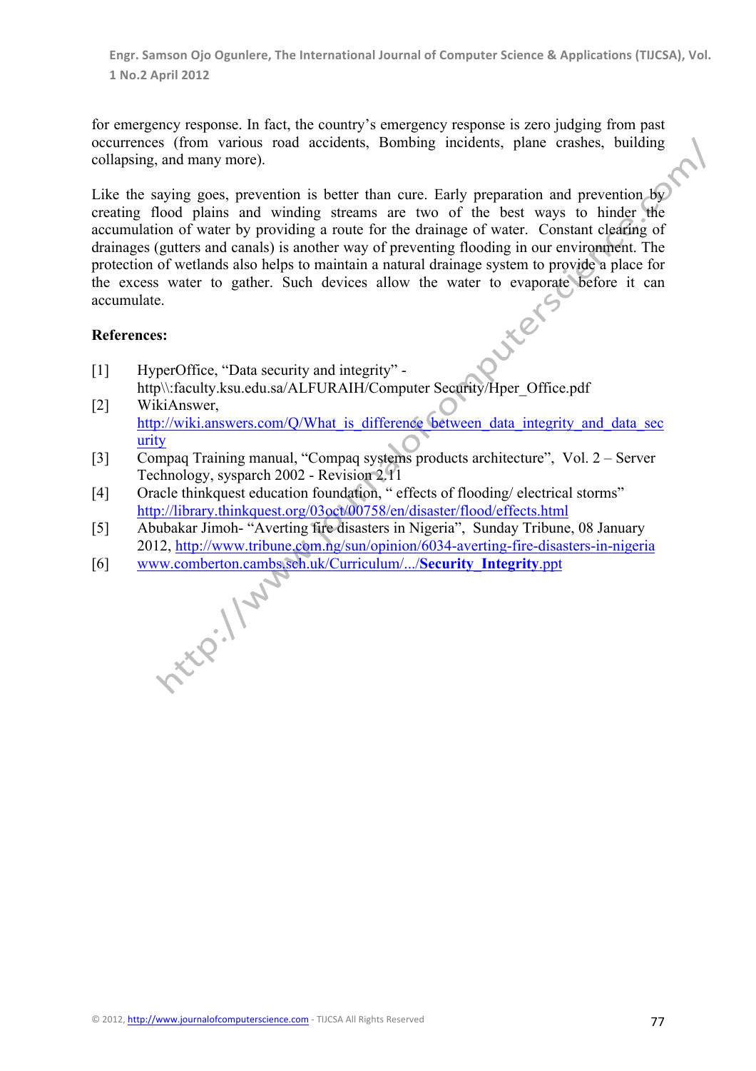for emergency response. In fact, the country's emergency response is zero judging from past occurrences (from various road accidents, Bombing incidents, plane crashes, building collapsing, and many more).

Like the saying goes, prevention is better than cure. Early preparation and prevention by creating flood plains and winding streams are two of the best ways to hinder the accumulation of water by providing a route for the drainage of water. Constant clearing of drainages (gutters and canals) is another way of preventing flooding in our environment. The protection of wetlands also helps to maintain a natural drainage system to provide a place for the excess water to gather. Such devices allow the water to evaporate before it can accumulate.

**References:**

[1] HyperOffice, "Data security and integrity" - http\\:faculty.ksu.edu.sa/ALFURAIH/Computer Security/Hper_Office.pdf

[2] WikiAnswer, http://wiki.answers.com/Q/What_is_difference_between_data_integrity_and_data_security

[3] Compaq Training manual, "Compaq systems products architecture", Vol. 2 – Server Technology, sysparch 2002 - Revision 2.11

[4] Oracle thinkquest education foundation, " effects of flooding/ electrical storms" http://library.thinkquest.org/03oct/00758/en/disaster/flood/effects.html

[5] Abubakar Jimoh- "Averting fire disasters in Nigeria", Sunday Tribune, 08 January 2012, http://www.tribune.com.ng/sun/opinion/6034-averting-fire-disasters-in-nigeria

[6] www.comberton.cambs.sch.uk/Curriculum/.../**Security_Integrity**.ppt